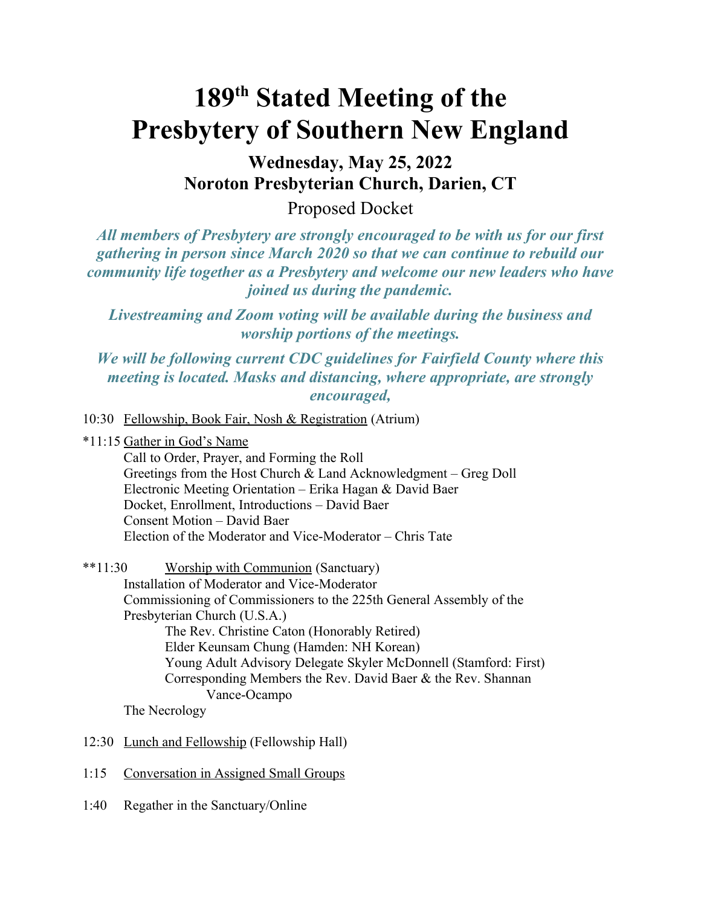# 189th Stated Meeting of the Presbytery of Southern New England

## Wednesday, May 25, 2022
## Noroton Presbyterian Church, Darien, CT

Proposed Docket

***All members of Presbytery are strongly encouraged to be with us for our first gathering in person since March 2020 so that we can continue to rebuild our community life together as a Presbytery and welcome our new leaders who have joined us during the pandemic.***

***Livestreaming and Zoom voting will be available during the business and worship portions of the meetings.***

***We will be following current CDC guidelines for Fairfield County where this meeting is located. Masks and distancing, where appropriate, are strongly encouraged,***

10:30 Fellowship, Book Fair, Nosh & Registration (Atrium)

*11:15 Gather in God's Name
- Call to Order, Prayer, and Forming the Roll
- Greetings from the Host Church & Land Acknowledgment – Greg Doll
- Electronic Meeting Orientation – Erika Hagan & David Baer
- Docket, Enrollment, Introductions – David Baer
- Consent Motion – David Baer
- Election of the Moderator and Vice-Moderator – Chris Tate

**11:30 Worship with Communion (Sanctuary)
- Installation of Moderator and Vice-Moderator
- Commissioning of Commissioners to the 225th General Assembly of the Presbyterian Church (U.S.A.)
  - The Rev. Christine Caton (Honorably Retired)
  - Elder Keunsam Chung (Hamden: NH Korean)
  - Young Adult Advisory Delegate Skyler McDonnell (Stamford: First)
  - Corresponding Members the Rev. David Baer & the Rev. Shannan Vance-Ocampo
- The Necrology

12:30 Lunch and Fellowship (Fellowship Hall)

1:15 Conversation in Assigned Small Groups

1:40 Regather in the Sanctuary/Online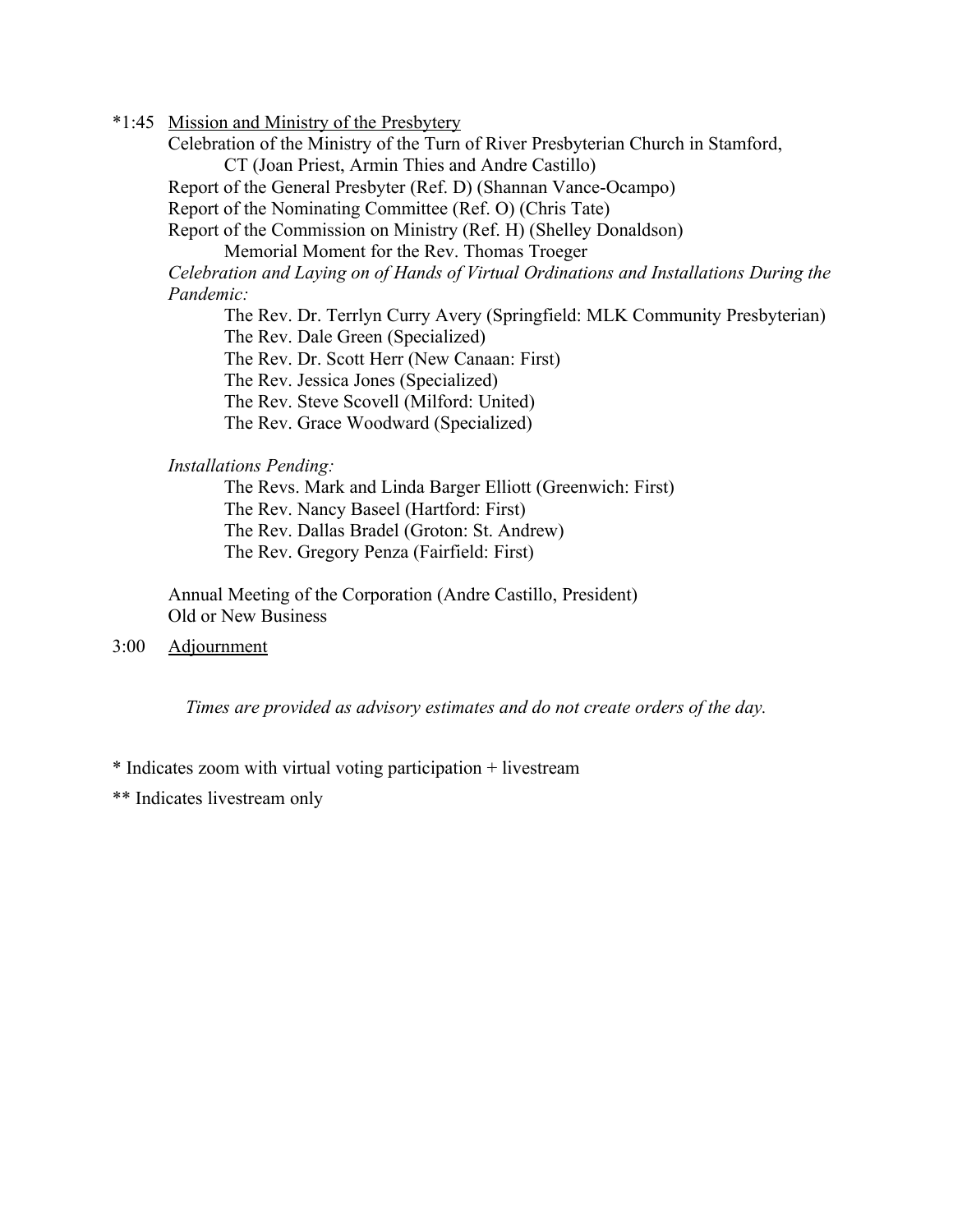*1:45 <u>Mission and Ministry of the Presbytery</u>

Celebration of the Ministry of the Turn of River Presbyterian Church in Stamford, CT (Joan Priest, Armin Thies and Andre Castillo)

Report of the General Presbyter (Ref. D) (Shannan Vance-Ocampo)

Report of the Nominating Committee (Ref. O) (Chris Tate)

Report of the Commission on Ministry (Ref. H) (Shelley Donaldson)

Memorial Moment for the Rev. Thomas Troeger

*Celebration and Laying on of Hands of Virtual Ordinations and Installations During the Pandemic:*

The Rev. Dr. Terrlyn Curry Avery (Springfield: MLK Community Presbyterian)
The Rev. Dale Green (Specialized)
The Rev. Dr. Scott Herr (New Canaan: First)
The Rev. Jessica Jones (Specialized)
The Rev. Steve Scovell (Milford: United)
The Rev. Grace Woodward (Specialized)

*Installations Pending:*

The Revs. Mark and Linda Barger Elliott (Greenwich: First)
The Rev. Nancy Baseel (Hartford: First)
The Rev. Dallas Bradel (Groton: St. Andrew)
The Rev. Gregory Penza (Fairfield: First)

Annual Meeting of the Corporation (Andre Castillo, President)
Old or New Business

3:00 <u>Adjournment</u>

*Times are provided as advisory estimates and do not create orders of the day.*

* Indicates zoom with virtual voting participation + livestream

** Indicates livestream only